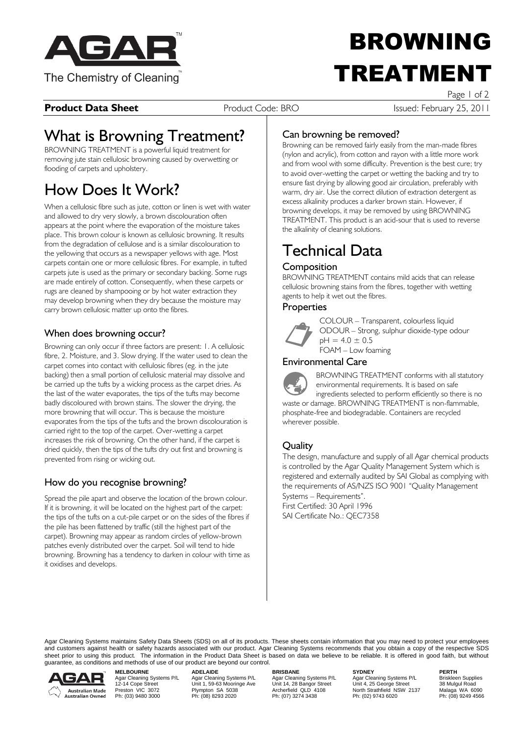# BROWNING TREATMENT

AGAR — The Chemistry of Cleaning™

**Product Data Sheet** Product Code: BRO Issued: February 25, 2011

# What is Browning Treatment?

BROWNING TREATMENT is a powerful liquid treatment for removing jute stain cellulosic browning caused by overwetting or flooding of carpets and upholstery.

# How Does It Work?

When a cellulosic fibre such as jute, cotton or linen is wet with water and allowed to dry very slowly, a brown discolouration often appears at the point where the evaporation of the moisture takes place. This brown colour is known as cellulosic browning. It results from the degradation of cellulose and is a similar discolouration to the yellowing that occurs as a newspaper yellows with age. Most carpets contain one or more cellulosic fibres. For example, in tufted carpets jute is used as the primary or secondary backing. Some rugs are made entirely of cotton. Consequently, when these carpets or rugs are cleaned by shampooing or by hot water extraction they may develop browning when they dry because the moisture may carry brown cellulosic matter up onto the fibres.

## When does browning occur?

Browning can only occur if three factors are present: 1. A cellulosic fibre, 2. Moisture, and 3. Slow drying. If the water used to clean the carpet comes into contact with cellulosic fibres (eg. in the jute backing) then a small portion of cellulosic material may dissolve and be carried up the tufts by a wicking process as the carpet dries. As the last of the water evaporates, the tips of the tufts may become badly discoloured with brown stains. The slower the drying, the more browning that will occur. This is because the moisture evaporates from the tips of the tufts and the brown discolouration is carried right to the top of the carpet. Over-wetting a carpet increases the risk of browning. On the other hand, if the carpet is dried quickly, then the tips of the tufts dry out first and browning is prevented from rising or wicking out.

## How do you recognise browning?

Spread the pile apart and observe the location of the brown colour. If it is browning, it will be located on the highest part of the carpet: the tips of the tufts on a cut-pile carpet or on the sides of the fibres if the pile has been flattened by traffic (still the highest part of the carpet). Browning may appear as random circles of yellow-brown patches evenly distributed over the carpet. Soil will tend to hide browning. Browning has a tendency to darken in colour with time as it oxidises and develops.

## Can browning be removed?

Browning can be removed fairly easily from the man-made fibres (nylon and acrylic), from cotton and rayon with a little more work and from wool with some difficulty. Prevention is the best cure; try to avoid over-wetting the carpet or wetting the backing and try to ensure fast drying by allowing good air circulation, preferably with warm, dry air. Use the correct dilution of extraction detergent as excess alkalinity produces a darker brown stain. However, if browning develops, it may be removed by using BROWNING TREATMENT. This product is an acid-sour that is used to reverse the alkalinity of cleaning solutions.

# Technical Data

## Composition

BROWNING TREATMENT contains mild acids that can release cellulosic browning stains from the fibres, together with wetting agents to help it wet out the fibres.

## Properties

COLOUR – Transparent, colourless liquid
ODOUR – Strong, sulphur dioxide-type odour
pH = $4.0 \pm 0.5$
FOAM – Low foaming

## Environmental Care

BROWNING TREATMENT conforms with all statutory environmental requirements. It is based on safe ingredients selected to perform efficiently so there is no waste or damage. BROWNING TREATMENT is non-flammable, phosphate-free and biodegradable. Containers are recycled wherever possible.

## Quality

The design, manufacture and supply of all Agar chemical products is controlled by the Agar Quality Management System which is registered and externally audited by SAI Global as complying with the requirements of AS/NZS ISO 9001 "Quality Management Systems – Requirements".
First Certified: 30 April 1996
SAI Certificate No.: QEC7358

Agar Cleaning Systems maintains Safety Data Sheets (SDS) on all of its products. These sheets contain information that you may need to protect your employees and customers against health or safety hazards associated with our product. Agar Cleaning Systems recommends that you obtain a copy of the respective SDS sheet prior to using this product. The information in the Product Data Sheet is based on data we believe to be reliable. It is offered in good faith, but without guarantee, as conditions and methods of use of our product are beyond our control.

Australian Made Australian Owned

**MELBOURNE**
Agar Cleaning Systems P/L
12-14 Cope Street
Preston VIC 3072
Ph: (03) 9480 3000

**ADELAIDE**
Agar Cleaning Systems P/L
Unit 1, 59-63 Mooringe Ave
Plympton SA 5038
Ph: (08) 8293 2020

**BRISBANE**
Agar Cleaning Systems P/L
Unit 14, 28 Bangor Street
Archerfield QLD 4108
Ph: (07) 3274 3438

**SYDNEY**
Agar Cleaning Systems P/L
Unit 4, 25 George Street
North Strathfield NSW 2137
Ph: (02) 9743 6020

**PERTH**
Briskleen Supplies
38 Mulgul Road
Malaga WA 6090
Ph: (08) 9249 4566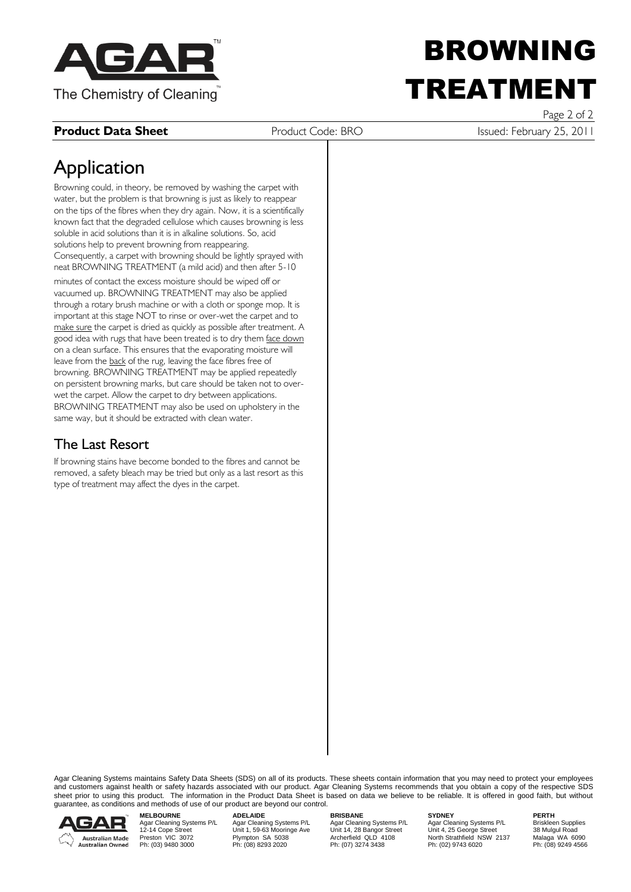## Application

Browning could, in theory, be removed by washing the carpet with water, but the problem is that browning is just as likely to reappear on the tips of the fibres when they dry again. Now, it is a scientifically known fact that the degraded cellulose which causes browning is less soluble in acid solutions than it is in alkaline solutions. So, acid solutions help to prevent browning from reappearing. Consequently, a carpet with browning should be lightly sprayed with neat BROWNING TREATMENT (a mild acid) and then after 5-10 minutes of contact the excess moisture should be wiped off or vacuumed up. BROWNING TREATMENT may also be applied through a rotary brush machine or with a cloth or sponge mop. It is important at this stage NOT to rinse or over-wet the carpet and to make sure the carpet is dried as quickly as possible after treatment. A good idea with rugs that have been treated is to dry them face down on a clean surface. This ensures that the evaporating moisture will leave from the back of the rug, leaving the face fibres free of browning. BROWNING TREATMENT may be applied repeatedly on persistent browning marks, but care should be taken not to over-wet the carpet. Allow the carpet to dry between applications. BROWNING TREATMENT may also be used on upholstery in the same way, but it should be extracted with clean water.

### The Last Resort

If browning stains have become bonded to the fibres and cannot be removed, a safety bleach may be tried but only as a last resort as this type of treatment may affect the dyes in the carpet.

Agar Cleaning Systems maintains Safety Data Sheets (SDS) on all of its products. These sheets contain information that you may need to protect your employees and customers against health or safety hazards associated with our product. Agar Cleaning Systems recommends that you obtain a copy of the respective SDS sheet prior to using this product. The information in the Product Data Sheet is based on data we believe to be reliable. It is offered in good faith, but without guarantee, as conditions and methods of use of our product are beyond our control.

**MELBOURNE**
Agar Cleaning Systems P/L
12-14 Cope Street
Preston VIC 3072
Ph: (03) 9480 3000

**ADELAIDE**
Agar Cleaning Systems P/L
Unit 1, 59-63 Mooringe Ave
Plympton SA 5038
Ph: (08) 8293 2020

**BRISBANE**
Agar Cleaning Systems P/L
Unit 14, 28 Bangor Street
Archerfield QLD 4108
Ph: (07) 3274 3438

**SYDNEY**
Agar Cleaning Systems P/L
Unit 4, 25 George Street
North Strathfield NSW 2137
Ph: (02) 9743 6020

**PERTH**
Briskleen Supplies
38 Mulgul Road
Malaga WA 6090
Ph: (08) 9249 4566